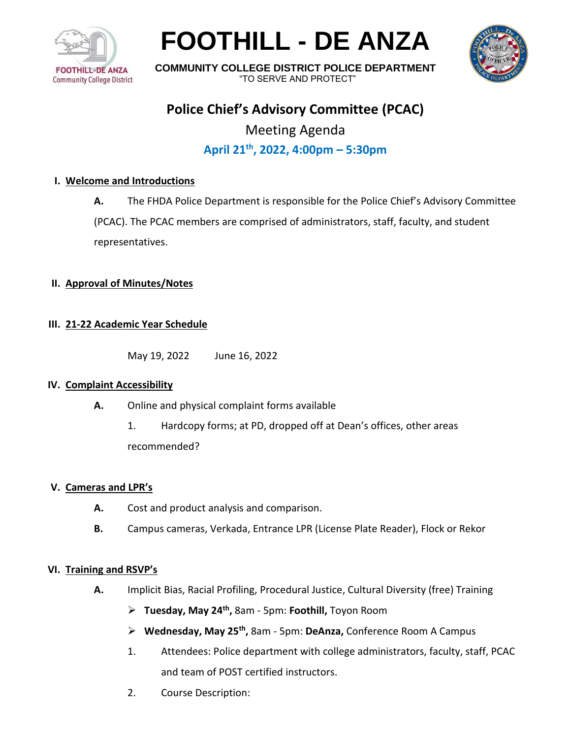# FOOTHILL - DE ANZA

**COMMUNITY COLLEGE DISTRICT POLICE DEPARTMENT**
"TO SERVE AND PROTECT"

FOOTHILL-DE ANZA Community College District

## Police Chief's Advisory Committee (PCAC)

Meeting Agenda

**April 21th, 2022, 4:00pm – 5:30pm**

### I. Welcome and Introductions

**A.** The FHDA Police Department is responsible for the Police Chief's Advisory Committee (PCAC). The PCAC members are comprised of administrators, staff, faculty, and student representatives.

### II. Approval of Minutes/Notes

### III. 21-22 Academic Year Schedule

May 19, 2022 June 16, 2022

### IV. Complaint Accessibility

**A.** Online and physical complaint forms available

1. Hardcopy forms; at PD, dropped off at Dean's offices, other areas recommended?

### V. Cameras and LPR's

**A.** Cost and product analysis and comparison.

**B.** Campus cameras, Verkada, Entrance LPR (License Plate Reader), Flock or Rekor

### VI. Training and RSVP's

**A.** Implicit Bias, Racial Profiling, Procedural Justice, Cultural Diversity (free) Training

- **Tuesday, May 24th,** 8am - 5pm: **Foothill,** Toyon Room
- **Wednesday, May 25th,** 8am - 5pm: **DeAnza,** Conference Room A Campus

1. Attendees: Police department with college administrators, faculty, staff, PCAC and team of POST certified instructors.
2. Course Description: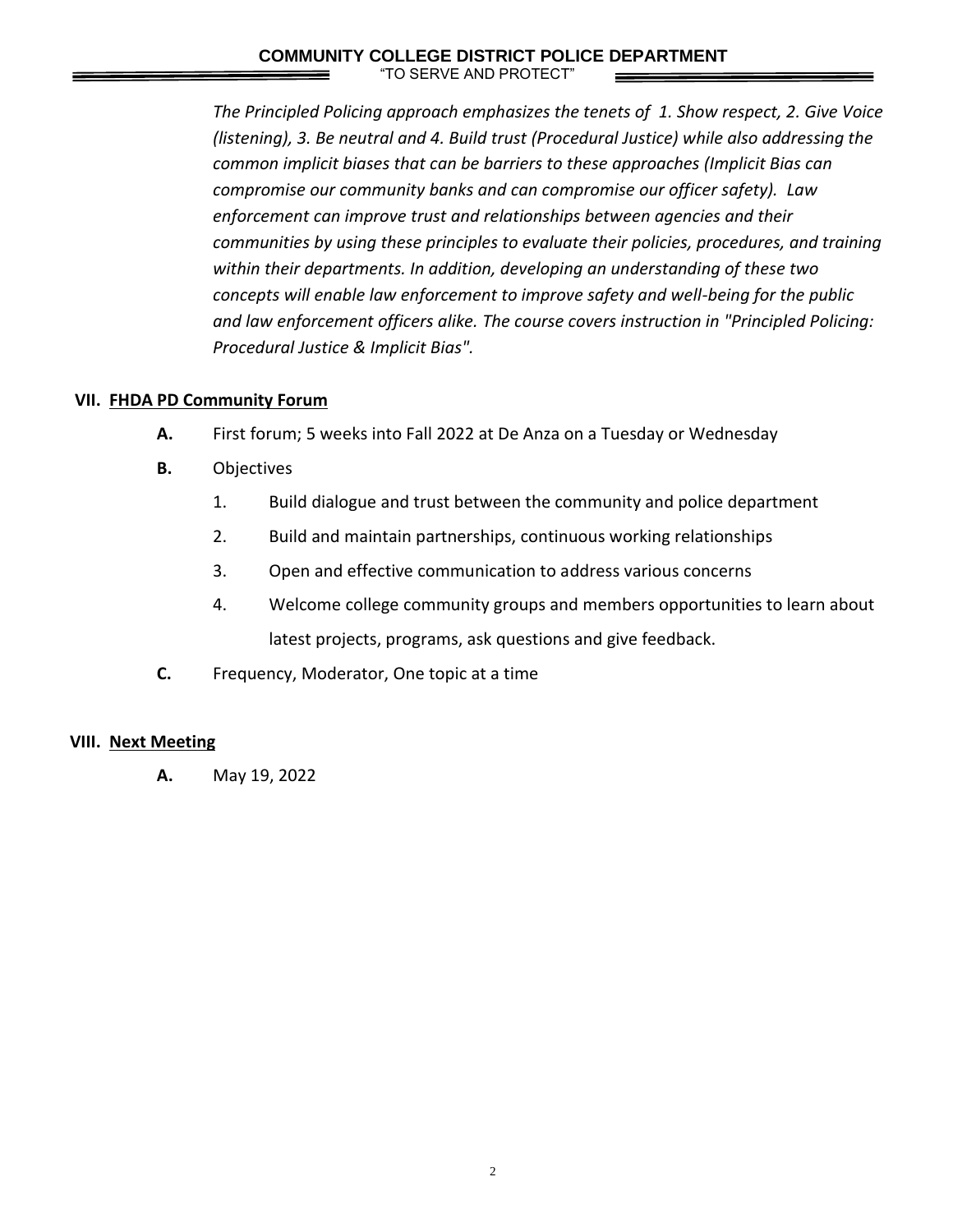*The Principled Policing approach emphasizes the tenets of 1. Show respect, 2. Give Voice (listening), 3. Be neutral and 4. Build trust (Procedural Justice) while also addressing the common implicit biases that can be barriers to these approaches (Implicit Bias can compromise our community banks and can compromise our officer safety). Law enforcement can improve trust and relationships between agencies and their communities by using these principles to evaluate their policies, procedures, and training within their departments. In addition, developing an understanding of these two concepts will enable law enforcement to improve safety and well-being for the public and law enforcement officers alike. The course covers instruction in "Principled Policing: Procedural Justice & Implicit Bias".*

## VII. FHDA PD Community Forum

**A.** First forum; 5 weeks into Fall 2022 at De Anza on a Tuesday or Wednesday

**B.** Objectives

1. Build dialogue and trust between the community and police department
2. Build and maintain partnerships, continuous working relationships
3. Open and effective communication to address various concerns
4. Welcome college community groups and members opportunities to learn about latest projects, programs, ask questions and give feedback.

**C.** Frequency, Moderator, One topic at a time

## VIII. Next Meeting

**A.** May 19, 2022